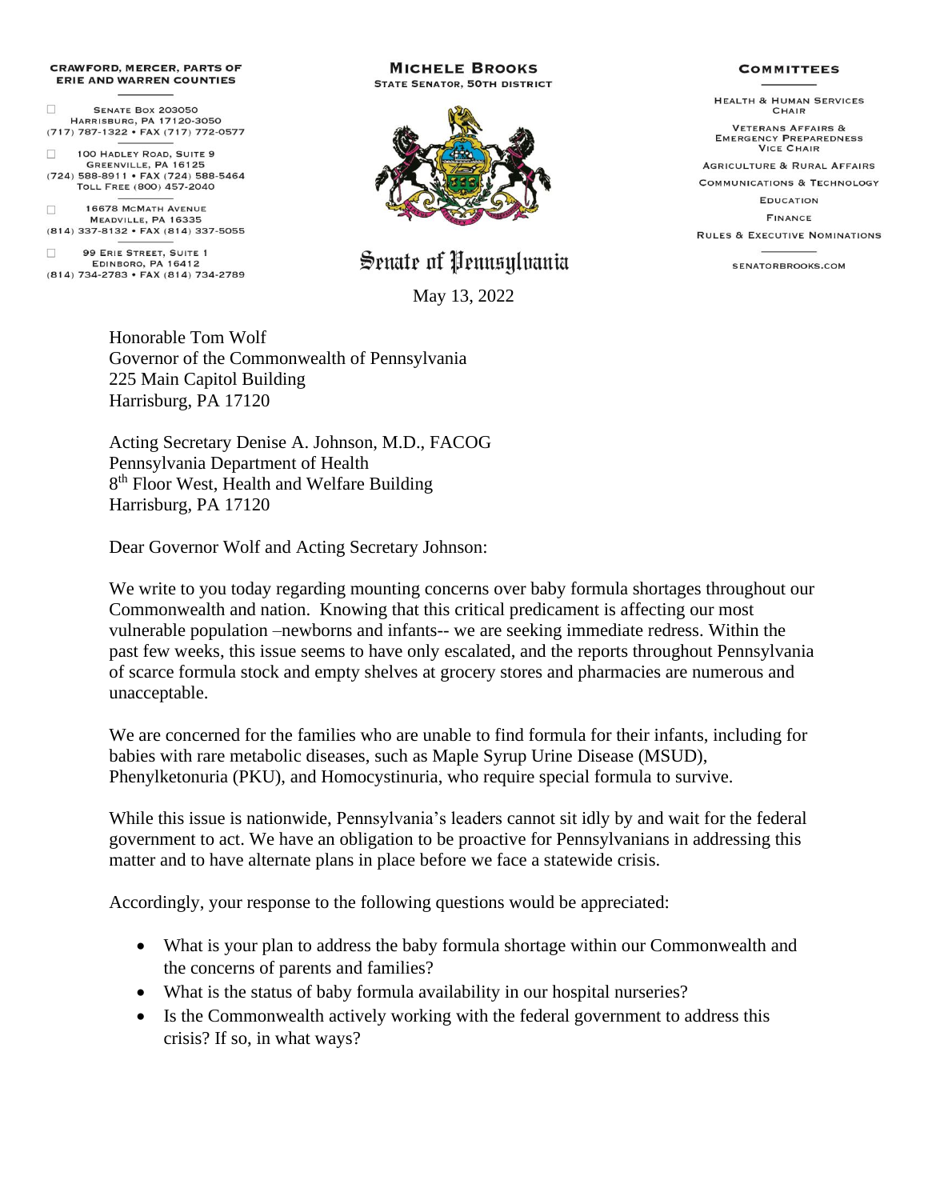**CRAWFORD, MERCER, PARTS OF ERIE AND WARREN COUNTIES**

☐ SENATE BOX 203050
HARRISBURG, PA 17120-3050
(717) 787-1322 • FAX (717) 772-0577

☐ 100 HADLEY ROAD, SUITE 9
GREENVILLE, PA 16125
(724) 588-8911 • FAX (724) 588-5464
TOLL FREE (800) 457-2040

☐ 16678 MCMATH AVENUE
MEADVILLE, PA 16335
(814) 337-8132 • FAX (814) 337-5055

☐ 99 ERIE STREET, SUITE 1
EDINBORO, PA 16412
(814) 734-2783 • FAX (814) 734-2789

**MICHELE BROOKS**
**STATE SENATOR, 50TH DISTRICT**

Senate of Pennsylvania

**COMMITTEES**

HEALTH & HUMAN SERVICES
CHAIR

VETERANS AFFAIRS &
EMERGENCY PREPAREDNESS
VICE CHAIR

AGRICULTURE & RURAL AFFAIRS

COMMUNICATIONS & TECHNOLOGY

EDUCATION

FINANCE

RULES & EXECUTIVE NOMINATIONS

SENATORBROOKS.COM

May 13, 2022

Honorable Tom Wolf
Governor of the Commonwealth of Pennsylvania
225 Main Capitol Building
Harrisburg, PA 17120

Acting Secretary Denise A. Johnson, M.D., FACOG
Pennsylvania Department of Health
8th Floor West, Health and Welfare Building
Harrisburg, PA 17120

Dear Governor Wolf and Acting Secretary Johnson:

We write to you today regarding mounting concerns over baby formula shortages throughout our Commonwealth and nation. Knowing that this critical predicament is affecting our most vulnerable population –newborns and infants-- we are seeking immediate redress. Within the past few weeks, this issue seems to have only escalated, and the reports throughout Pennsylvania of scarce formula stock and empty shelves at grocery stores and pharmacies are numerous and unacceptable.

We are concerned for the families who are unable to find formula for their infants, including for babies with rare metabolic diseases, such as Maple Syrup Urine Disease (MSUD), Phenylketonuria (PKU), and Homocystinuria, who require special formula to survive.

While this issue is nationwide, Pennsylvania's leaders cannot sit idly by and wait for the federal government to act. We have an obligation to be proactive for Pennsylvanians in addressing this matter and to have alternate plans in place before we face a statewide crisis.

Accordingly, your response to the following questions would be appreciated:

- What is your plan to address the baby formula shortage within our Commonwealth and the concerns of parents and families?
- What is the status of baby formula availability in our hospital nurseries?
- Is the Commonwealth actively working with the federal government to address this crisis? If so, in what ways?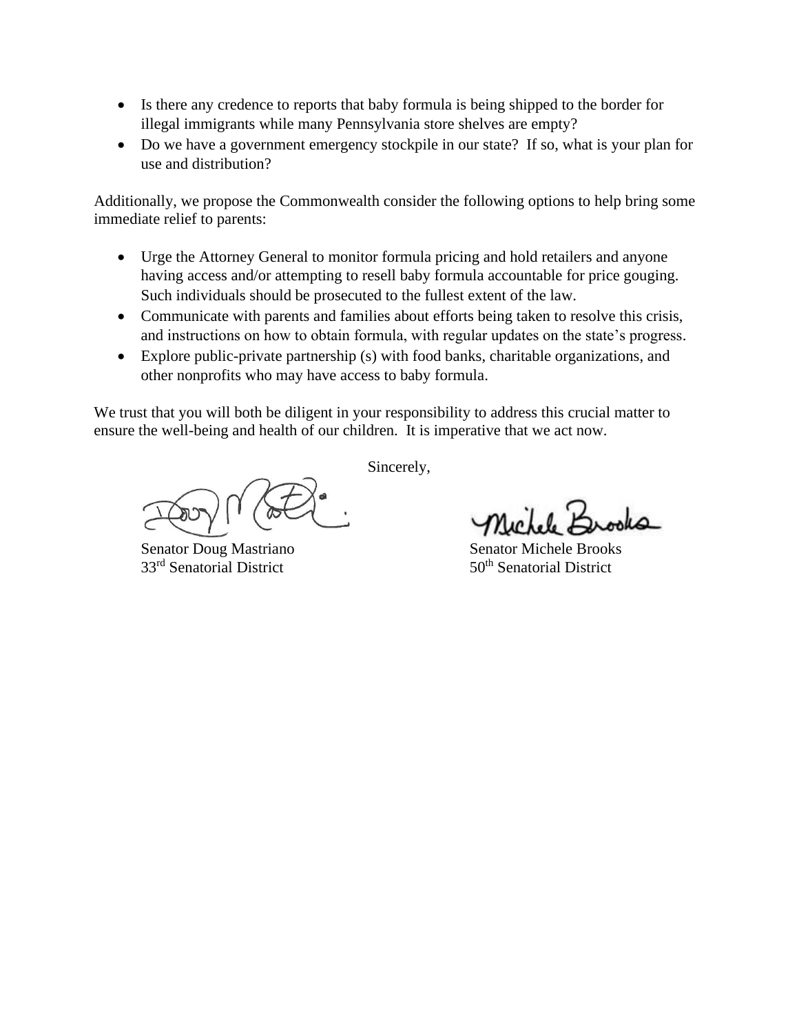- Is there any credence to reports that baby formula is being shipped to the border for illegal immigrants while many Pennsylvania store shelves are empty?
- Do we have a government emergency stockpile in our state? If so, what is your plan for use and distribution?

Additionally, we propose the Commonwealth consider the following options to help bring some immediate relief to parents:

- Urge the Attorney General to monitor formula pricing and hold retailers and anyone having access and/or attempting to resell baby formula accountable for price gouging. Such individuals should be prosecuted to the fullest extent of the law.
- Communicate with parents and families about efforts being taken to resolve this crisis, and instructions on how to obtain formula, with regular updates on the state's progress.
- Explore public-private partnership (s) with food banks, charitable organizations, and other nonprofits who may have access to baby formula.

We trust that you will both be diligent in your responsibility to address this crucial matter to ensure the well-being and health of our children. It is imperative that we act now.

Sincerely,

Senator Doug Mastriano
33rd Senatorial District

Senator Michele Brooks
50th Senatorial District